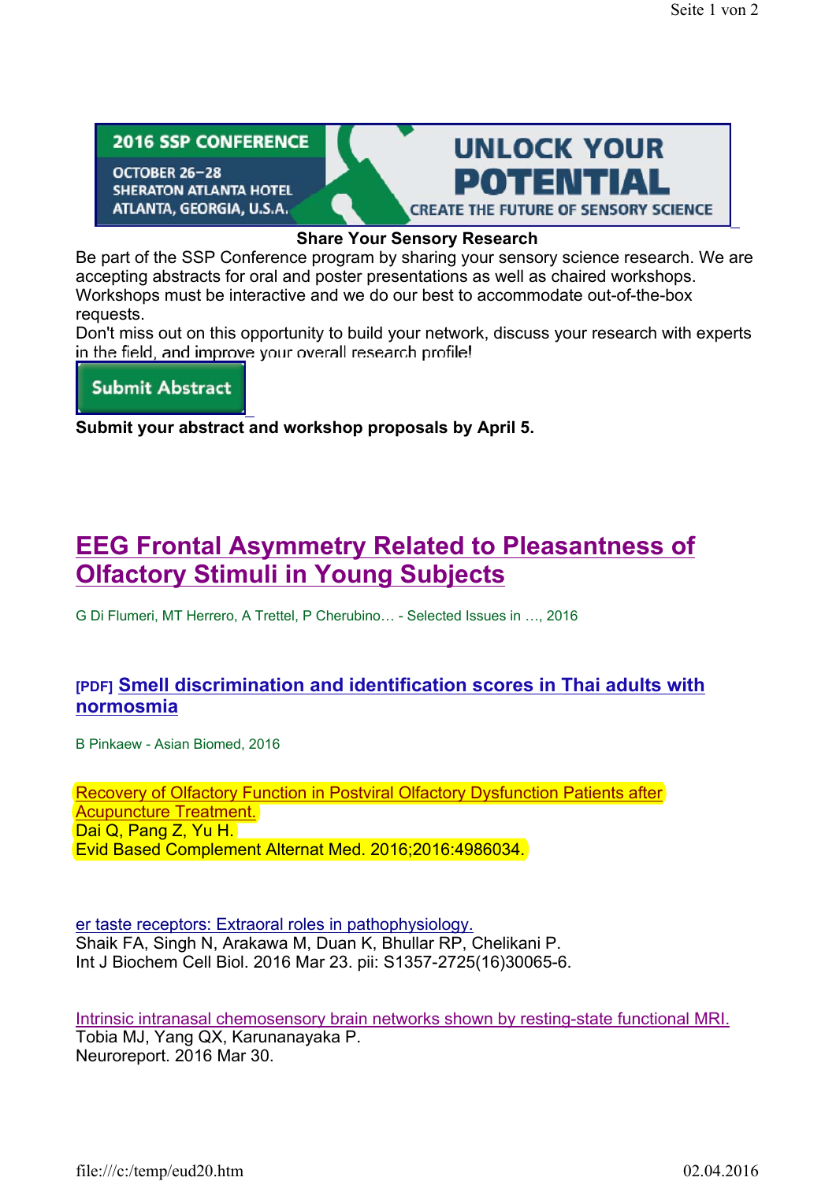2016 SSP CONFERENCE

OCTOBER 26–28
SHERATON ATLANTA HOTEL
ATLANTA, GEORGIA, U.S.A.

UNLOCK YOUR POTENTIAL

CREATE THE FUTURE OF SENSORY SCIENCE

**Share Your Sensory Research**

Be part of the SSP Conference program by sharing your sensory science research. We are accepting abstracts for oral and poster presentations as well as chaired workshops. Workshops must be interactive and we do our best to accommodate out-of-the-box requests.
Don't miss out on this opportunity to build your network, discuss your research with experts in the field, and improve your overall research profile!

Submit Abstract

**Submit your abstract and workshop proposals by April 5.**

# EEG Frontal Asymmetry Related to Pleasantness of Olfactory Stimuli in Young Subjects

G Di Flumeri, MT Herrero, A Trettel, P Cherubino… - Selected Issues in …, 2016

### [PDF] Smell discrimination and identification scores in Thai adults with normosmia

B Pinkaew - Asian Biomed, 2016

Recovery of Olfactory Function in Postviral Olfactory Dysfunction Patients after Acupuncture Treatment.
Dai Q, Pang Z, Yu H.
Evid Based Complement Alternat Med. 2016;2016:4986034.

er taste receptors: Extraoral roles in pathophysiology.
Shaik FA, Singh N, Arakawa M, Duan K, Bhullar RP, Chelikani P.
Int J Biochem Cell Biol. 2016 Mar 23. pii: S1357-2725(16)30065-6.

Intrinsic intranasal chemosensory brain networks shown by resting-state functional MRI.
Tobia MJ, Yang QX, Karunanayaka P.
Neuroreport. 2016 Mar 30.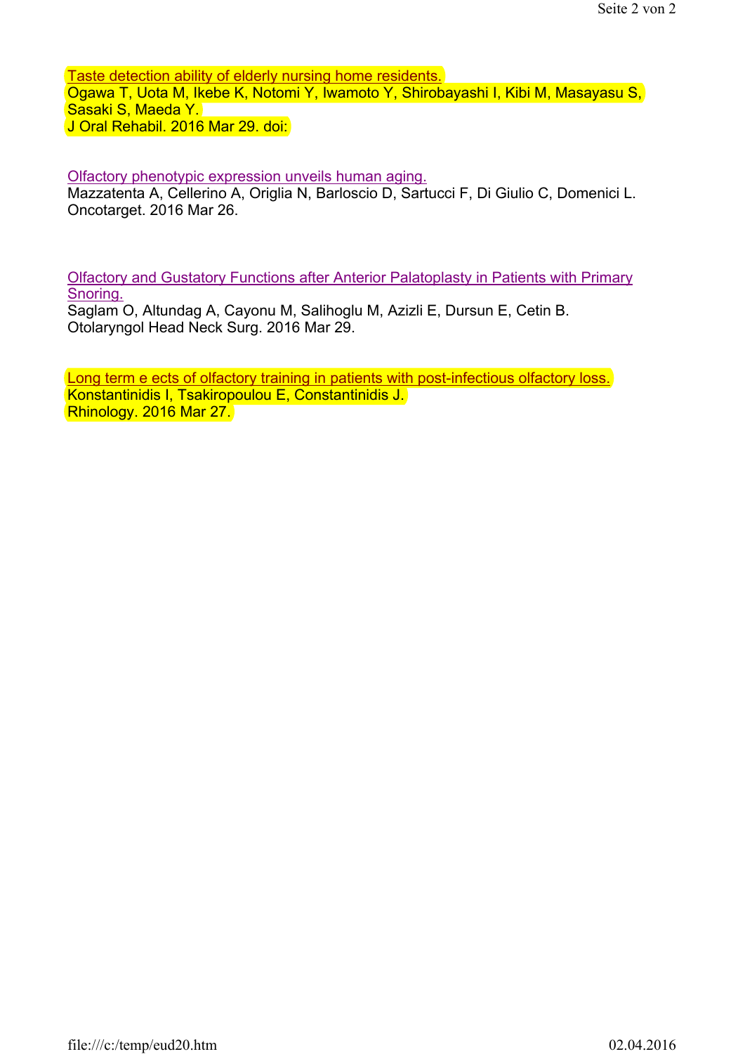Taste detection ability of elderly nursing home residents.
Ogawa T, Uota M, Ikebe K, Notomi Y, Iwamoto Y, Shirobayashi I, Kibi M, Masayasu S, Sasaki S, Maeda Y.
J Oral Rehabil. 2016 Mar 29. doi:

Olfactory phenotypic expression unveils human aging.
Mazzatenta A, Cellerino A, Origlia N, Barloscio D, Sartucci F, Di Giulio C, Domenici L.
Oncotarget. 2016 Mar 26.

Olfactory and Gustatory Functions after Anterior Palatoplasty in Patients with Primary Snoring.
Saglam O, Altundag A, Cayonu M, Salihoglu M, Azizli E, Dursun E, Cetin B.
Otolaryngol Head Neck Surg. 2016 Mar 29.

Long term e ects of olfactory training in patients with post-infectious olfactory loss.
Konstantinidis I, Tsakiropoulou E, Constantinidis J.
Rhinology. 2016 Mar 27.